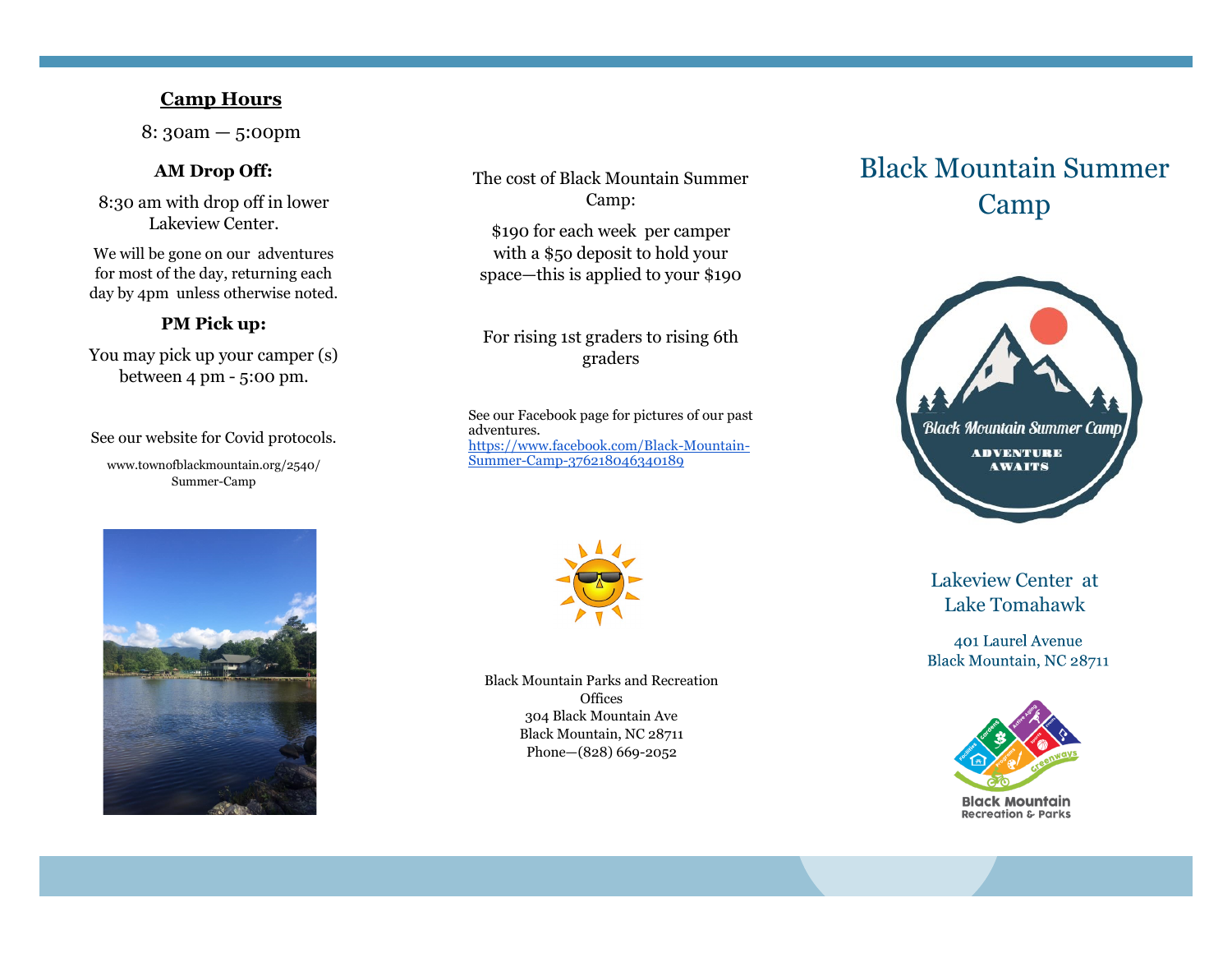## Camp Hours

8: 30am — 5:00pm

**AM Drop Off:**

8:30 am with drop off in lower Lakeview Center.

We will be gone on our adventures for most of the day, returning each day by 4pm unless otherwise noted.

**PM Pick up:**

You may pick up your camper (s) between 4 pm - 5:00 pm.

See our website for Covid protocols.

www.townofblackmountain.org/2540/Summer-Camp

The cost of Black Mountain Summer Camp:

$190 for each week per camper with a $50 deposit to hold your space—this is applied to your $190

For rising 1st graders to rising 6th graders

See our Facebook page for pictures of our past adventures.
https://www.facebook.com/Black-Mountain-Summer-Camp-376218046340189

Black Mountain Parks and Recreation Offices
304 Black Mountain Ave
Black Mountain, NC 28711
Phone—(828) 669-2052

# Black Mountain Summer Camp

Black Mountain Summer Camp
ADVENTURE AWAITS

Lakeview Center at Lake Tomahawk

401 Laurel Avenue
Black Mountain, NC 28711

Black Mountain Recreation & Parks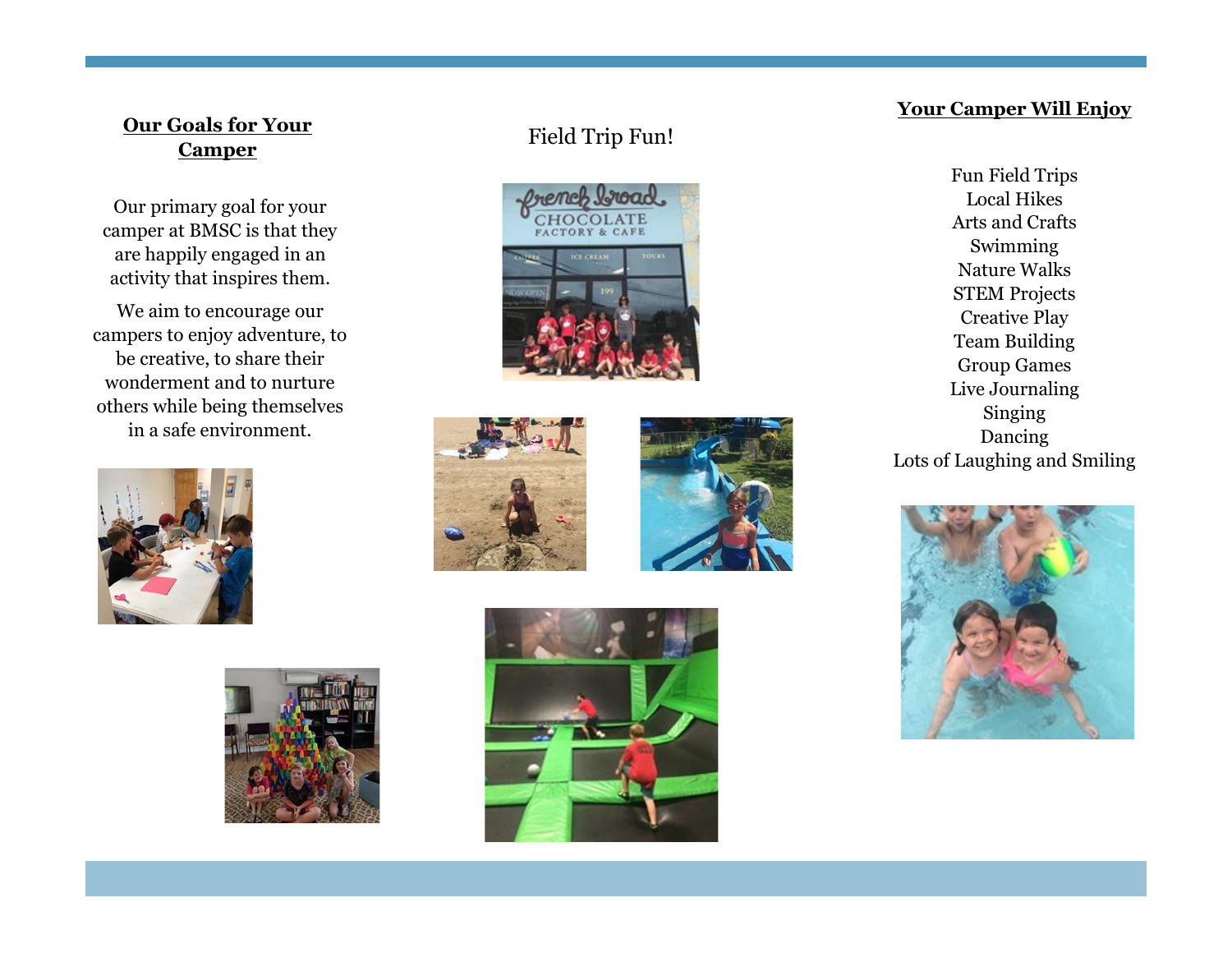## Our Goals for Your Camper

Our primary goal for your camper at BMSC is that they are happily engaged in an activity that inspires them.

We aim to encourage our campers to enjoy adventure, to be creative, to share their wonderment and to nurture others while being themselves in a safe environment.

Field Trip Fun!

## Your Camper Will Enjoy

Fun Field Trips
Local Hikes
Arts and Crafts
Swimming
Nature Walks
STEM Projects
Creative Play
Team Building
Group Games
Live Journaling
Singing
Dancing
Lots of Laughing and Smiling